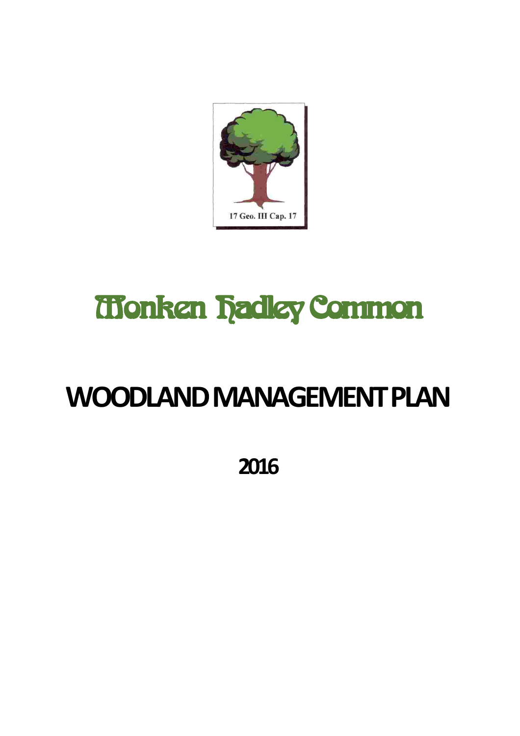17 Geo. III Cap. 17

# Monken Hadley Common

# WOODLAND MANAGEMENT PLAN

## 2016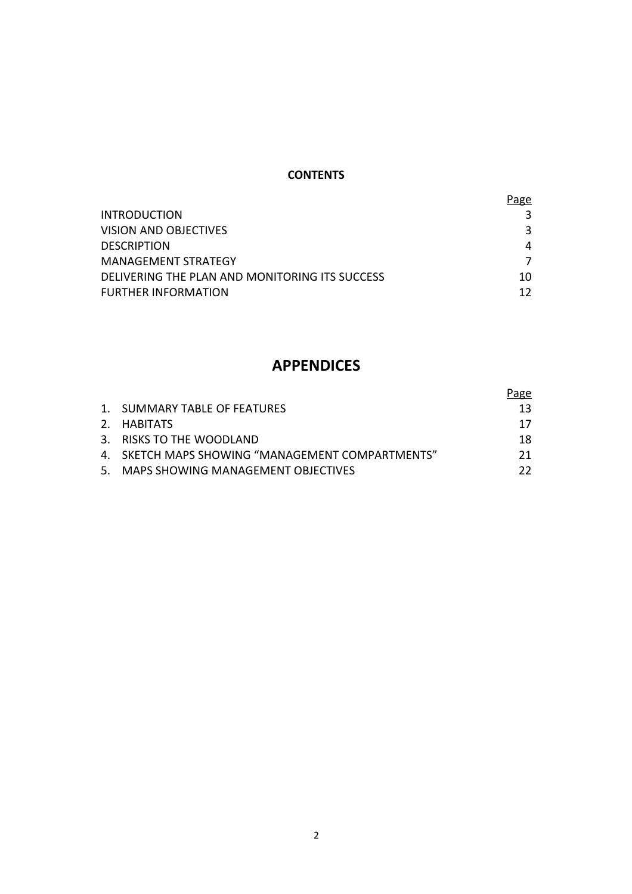**CONTENTS**

| | Page |
|---|---|
| INTRODUCTION | 3 |
| VISION AND OBJECTIVES | 3 |
| DESCRIPTION | 4 |
| MANAGEMENT STRATEGY | 7 |
| DELIVERING THE PLAN AND MONITORING ITS SUCCESS | 10 |
| FURTHER INFORMATION | 12 |

## APPENDICES

| | Page |
|---|---|
| 1. SUMMARY TABLE OF FEATURES | 13 |
| 2. HABITATS | 17 |
| 3. RISKS TO THE WOODLAND | 18 |
| 4. SKETCH MAPS SHOWING "MANAGEMENT COMPARTMENTS" | 21 |
| 5. MAPS SHOWING MANAGEMENT OBJECTIVES | 22 |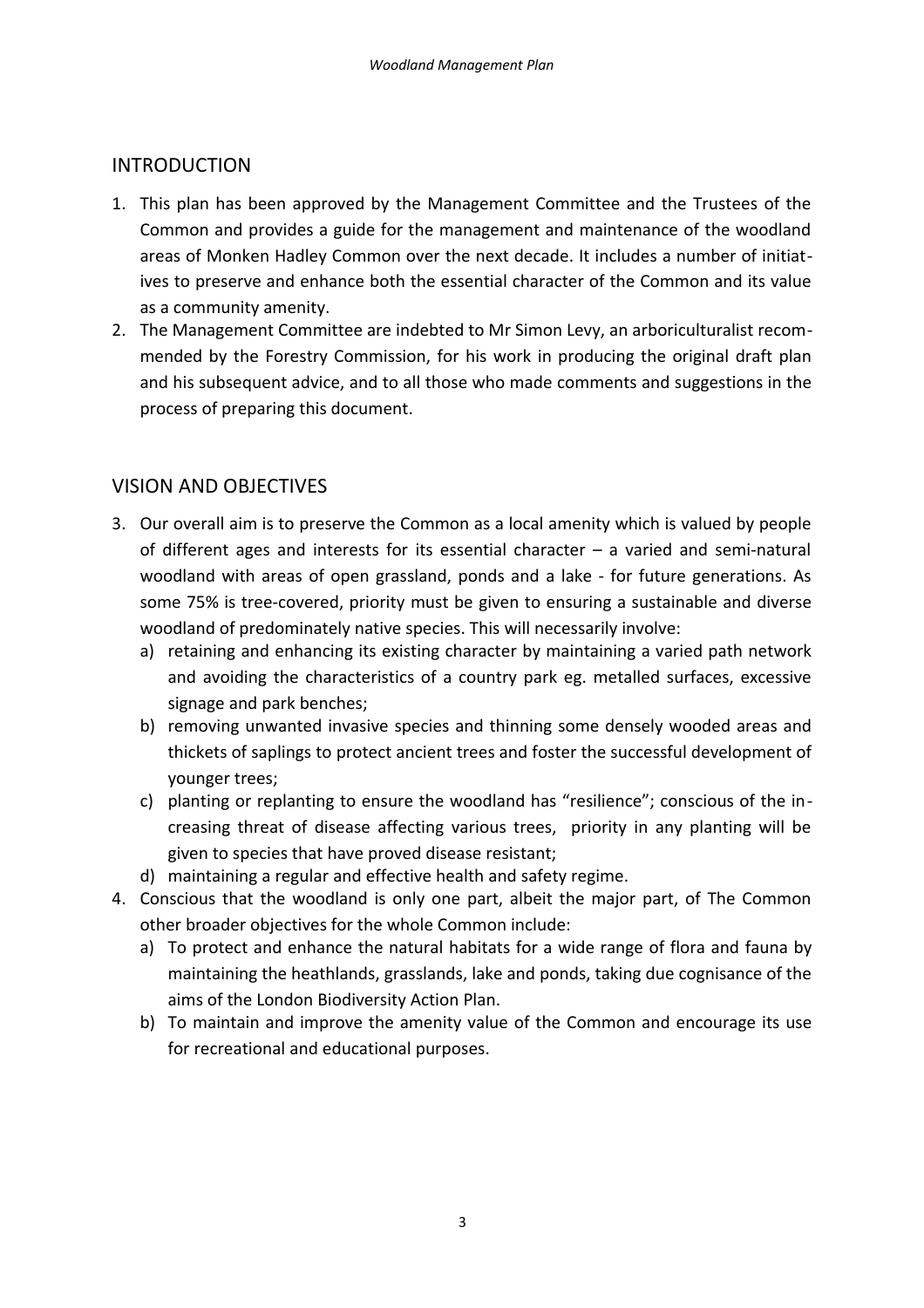## INTRODUCTION

1. This plan has been approved by the Management Committee and the Trustees of the Common and provides a guide for the management and maintenance of the woodland areas of Monken Hadley Common over the next decade. It includes a number of initiatives to preserve and enhance both the essential character of the Common and its value as a community amenity.
2. The Management Committee are indebted to Mr Simon Levy, an arboriculturalist recommended by the Forestry Commission, for his work in producing the original draft plan and his subsequent advice, and to all those who made comments and suggestions in the process of preparing this document.

## VISION AND OBJECTIVES

3. Our overall aim is to preserve the Common as a local amenity which is valued by people of different ages and interests for its essential character – a varied and semi-natural woodland with areas of open grassland, ponds and a lake - for future generations. As some 75% is tree-covered, priority must be given to ensuring a sustainable and diverse woodland of predominately native species. This will necessarily involve:
   a) retaining and enhancing its existing character by maintaining a varied path network and avoiding the characteristics of a country park eg. metalled surfaces, excessive signage and park benches;
   b) removing unwanted invasive species and thinning some densely wooded areas and thickets of saplings to protect ancient trees and foster the successful development of younger trees;
   c) planting or replanting to ensure the woodland has "resilience"; conscious of the increasing threat of disease affecting various trees, priority in any planting will be given to species that have proved disease resistant;
   d) maintaining a regular and effective health and safety regime.
4. Conscious that the woodland is only one part, albeit the major part, of The Common other broader objectives for the whole Common include:
   a) To protect and enhance the natural habitats for a wide range of flora and fauna by maintaining the heathlands, grasslands, lake and ponds, taking due cognisance of the aims of the London Biodiversity Action Plan.
   b) To maintain and improve the amenity value of the Common and encourage its use for recreational and educational purposes.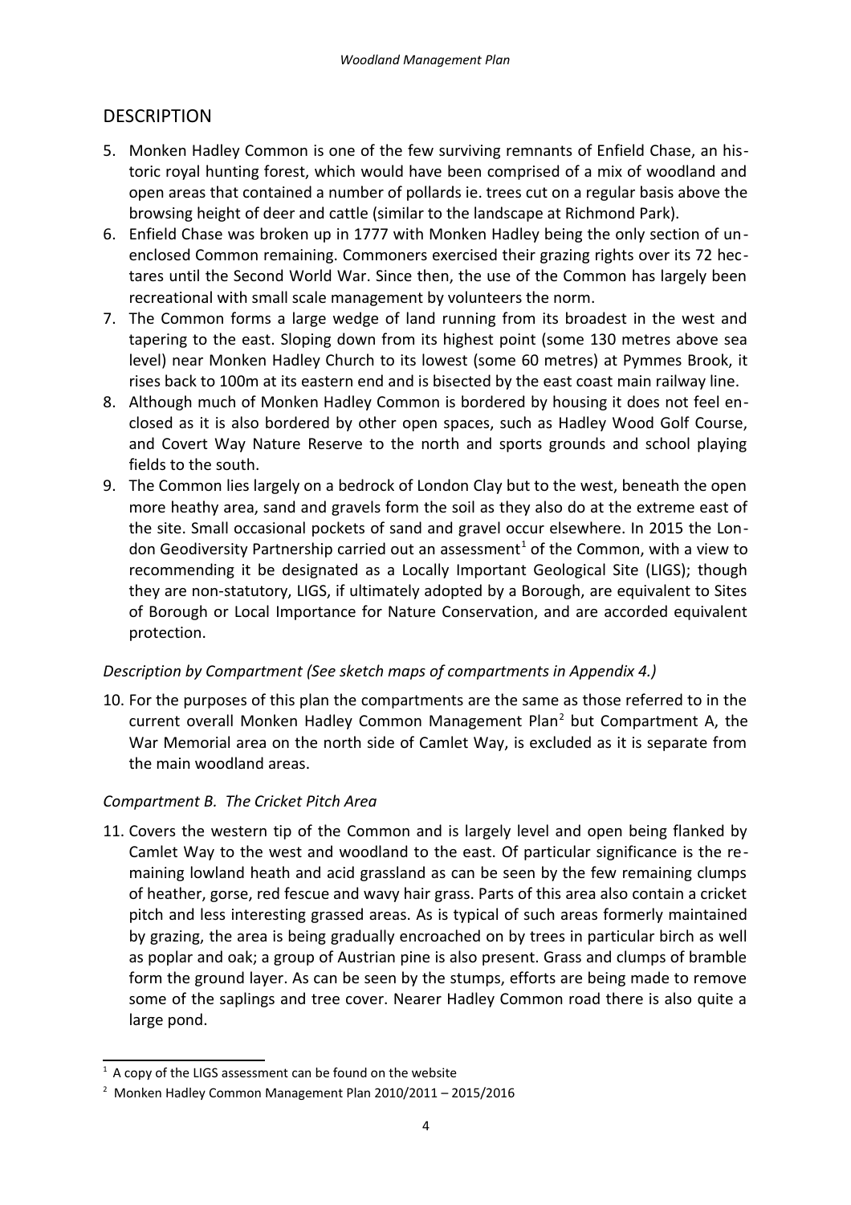## DESCRIPTION

5. Monken Hadley Common is one of the few surviving remnants of Enfield Chase, an historic royal hunting forest, which would have been comprised of a mix of woodland and open areas that contained a number of pollards ie. trees cut on a regular basis above the browsing height of deer and cattle (similar to the landscape at Richmond Park).
6. Enfield Chase was broken up in 1777 with Monken Hadley being the only section of unenclosed Common remaining. Commoners exercised their grazing rights over its 72 hectares until the Second World War. Since then, the use of the Common has largely been recreational with small scale management by volunteers the norm.
7. The Common forms a large wedge of land running from its broadest in the west and tapering to the east. Sloping down from its highest point (some 130 metres above sea level) near Monken Hadley Church to its lowest (some 60 metres) at Pymmes Brook, it rises back to 100m at its eastern end and is bisected by the east coast main railway line.
8. Although much of Monken Hadley Common is bordered by housing it does not feel enclosed as it is also bordered by other open spaces, such as Hadley Wood Golf Course, and Covert Way Nature Reserve to the north and sports grounds and school playing fields to the south.
9. The Common lies largely on a bedrock of London Clay but to the west, beneath the open more heathy area, sand and gravels form the soil as they also do at the extreme east of the site. Small occasional pockets of sand and gravel occur elsewhere. In 2015 the London Geodiversity Partnership carried out an assessment[1] of the Common, with a view to recommending it be designated as a Locally Important Geological Site (LIGS); though they are non-statutory, LIGS, if ultimately adopted by a Borough, are equivalent to Sites of Borough or Local Importance for Nature Conservation, and are accorded equivalent protection.

*Description by Compartment (See sketch maps of compartments in Appendix 4.)*

10. For the purposes of this plan the compartments are the same as those referred to in the current overall Monken Hadley Common Management Plan[2] but Compartment A, the War Memorial area on the north side of Camlet Way, is excluded as it is separate from the main woodland areas.

*Compartment B. The Cricket Pitch Area*

11. Covers the western tip of the Common and is largely level and open being flanked by Camlet Way to the west and woodland to the east. Of particular significance is the remaining lowland heath and acid grassland as can be seen by the few remaining clumps of heather, gorse, red fescue and wavy hair grass. Parts of this area also contain a cricket pitch and less interesting grassed areas. As is typical of such areas formerly maintained by grazing, the area is being gradually encroached on by trees in particular birch as well as poplar and oak; a group of Austrian pine is also present. Grass and clumps of bramble form the ground layer. As can be seen by the stumps, efforts are being made to remove some of the saplings and tree cover. Nearer Hadley Common road there is also quite a large pond.

---

[1] A copy of the LIGS assessment can be found on the website

[2] Monken Hadley Common Management Plan 2010/2011 – 2015/2016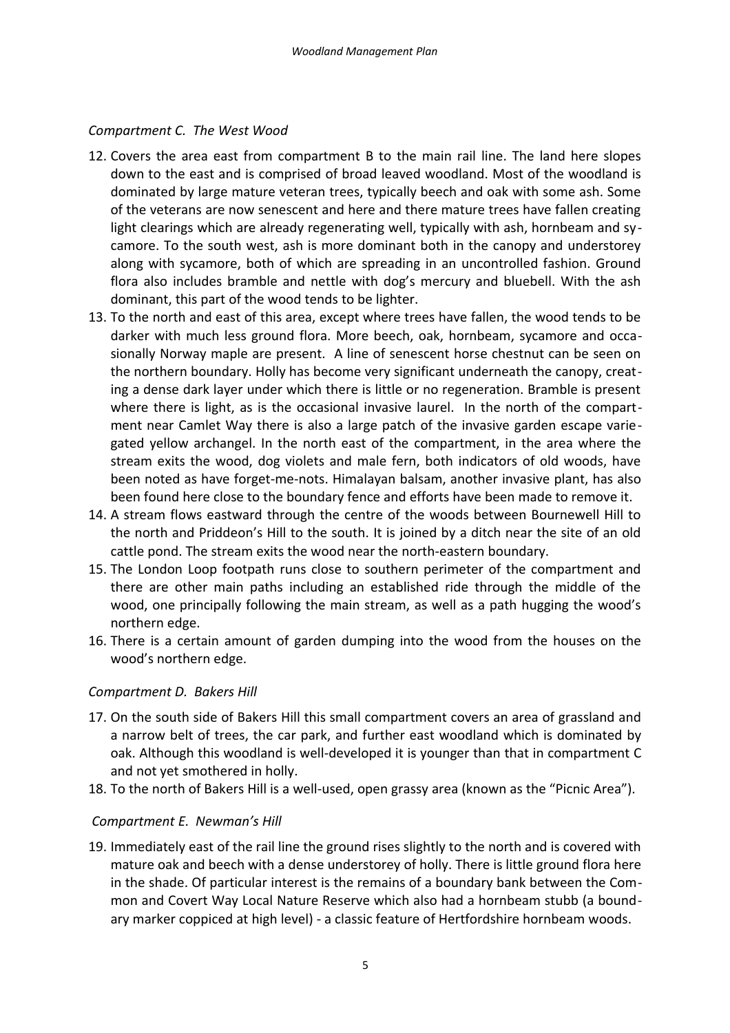*Compartment C. The West Wood*

12. Covers the area east from compartment B to the main rail line. The land here slopes down to the east and is comprised of broad leaved woodland. Most of the woodland is dominated by large mature veteran trees, typically beech and oak with some ash. Some of the veterans are now senescent and here and there mature trees have fallen creating light clearings which are already regenerating well, typically with ash, hornbeam and sycamore. To the south west, ash is more dominant both in the canopy and understorey along with sycamore, both of which are spreading in an uncontrolled fashion. Ground flora also includes bramble and nettle with dog's mercury and bluebell. With the ash dominant, this part of the wood tends to be lighter.
13. To the north and east of this area, except where trees have fallen, the wood tends to be darker with much less ground flora. More beech, oak, hornbeam, sycamore and occasionally Norway maple are present. A line of senescent horse chestnut can be seen on the northern boundary. Holly has become very significant underneath the canopy, creating a dense dark layer under which there is little or no regeneration. Bramble is present where there is light, as is the occasional invasive laurel. In the north of the compartment near Camlet Way there is also a large patch of the invasive garden escape variegated yellow archangel. In the north east of the compartment, in the area where the stream exits the wood, dog violets and male fern, both indicators of old woods, have been noted as have forget-me-nots. Himalayan balsam, another invasive plant, has also been found here close to the boundary fence and efforts have been made to remove it.
14. A stream flows eastward through the centre of the woods between Bournewell Hill to the north and Priddeon's Hill to the south. It is joined by a ditch near the site of an old cattle pond. The stream exits the wood near the north-eastern boundary.
15. The London Loop footpath runs close to southern perimeter of the compartment and there are other main paths including an established ride through the middle of the wood, one principally following the main stream, as well as a path hugging the wood's northern edge.
16. There is a certain amount of garden dumping into the wood from the houses on the wood's northern edge.

*Compartment D. Bakers Hill*

17. On the south side of Bakers Hill this small compartment covers an area of grassland and a narrow belt of trees, the car park, and further east woodland which is dominated by oak. Although this woodland is well-developed it is younger than that in compartment C and not yet smothered in holly.
18. To the north of Bakers Hill is a well-used, open grassy area (known as the "Picnic Area").

*Compartment E. Newman's Hill*

19. Immediately east of the rail line the ground rises slightly to the north and is covered with mature oak and beech with a dense understorey of holly. There is little ground flora here in the shade. Of particular interest is the remains of a boundary bank between the Common and Covert Way Local Nature Reserve which also had a hornbeam stubb (a boundary marker coppiced at high level) - a classic feature of Hertfordshire hornbeam woods.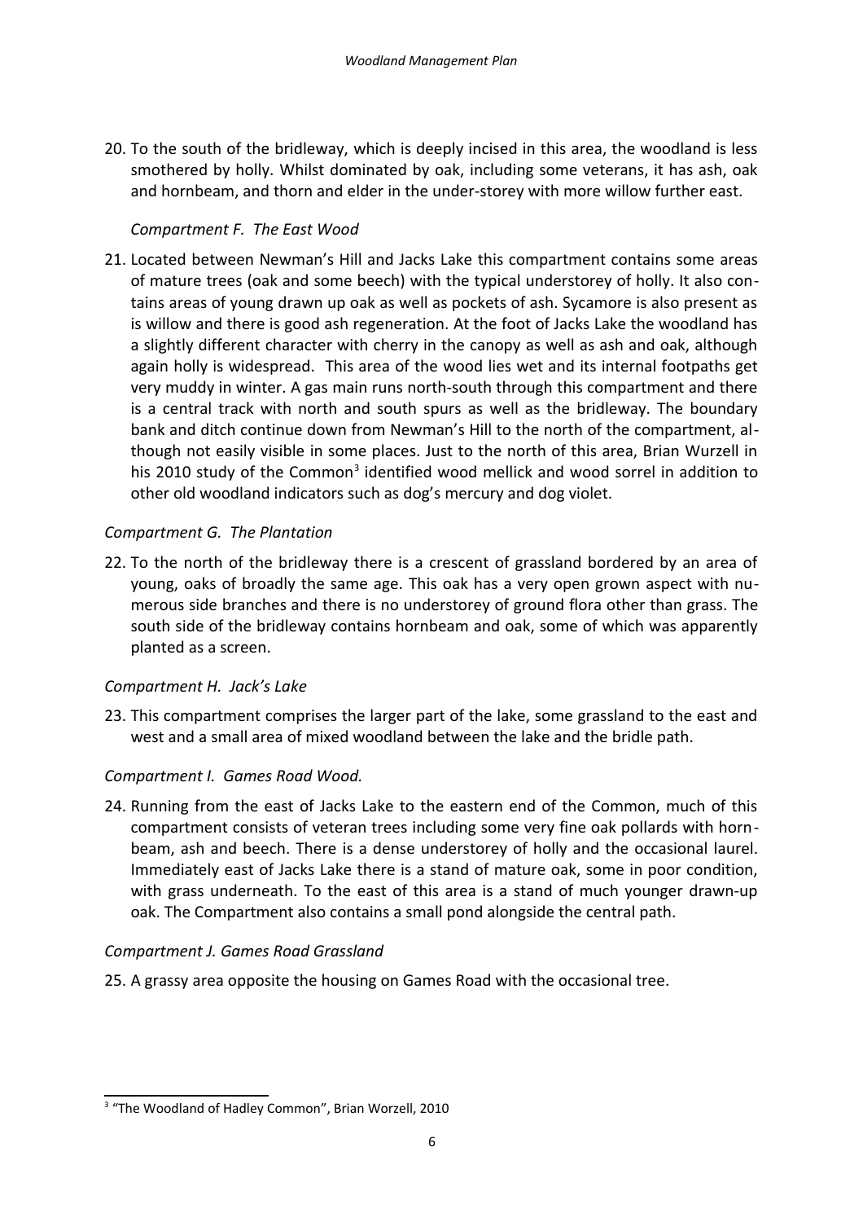20. To the south of the bridleway, which is deeply incised in this area, the woodland is less smothered by holly. Whilst dominated by oak, including some veterans, it has ash, oak and hornbeam, and thorn and elder in the under-storey with more willow further east.

*Compartment F. The East Wood*

21. Located between Newman's Hill and Jacks Lake this compartment contains some areas of mature trees (oak and some beech) with the typical understorey of holly. It also contains areas of young drawn up oak as well as pockets of ash. Sycamore is also present as is willow and there is good ash regeneration. At the foot of Jacks Lake the woodland has a slightly different character with cherry in the canopy as well as ash and oak, although again holly is widespread. This area of the wood lies wet and its internal footpaths get very muddy in winter. A gas main runs north-south through this compartment and there is a central track with north and south spurs as well as the bridleway. The boundary bank and ditch continue down from Newman's Hill to the north of the compartment, although not easily visible in some places. Just to the north of this area, Brian Wurzell in his 2010 study of the Common[3] identified wood mellick and wood sorrel in addition to other old woodland indicators such as dog's mercury and dog violet.

*Compartment G. The Plantation*

22. To the north of the bridleway there is a crescent of grassland bordered by an area of young, oaks of broadly the same age. This oak has a very open grown aspect with numerous side branches and there is no understorey of ground flora other than grass. The south side of the bridleway contains hornbeam and oak, some of which was apparently planted as a screen.

*Compartment H. Jack's Lake*

23. This compartment comprises the larger part of the lake, some grassland to the east and west and a small area of mixed woodland between the lake and the bridle path.

*Compartment I. Games Road Wood.*

24. Running from the east of Jacks Lake to the eastern end of the Common, much of this compartment consists of veteran trees including some very fine oak pollards with hornbeam, ash and beech. There is a dense understorey of holly and the occasional laurel. Immediately east of Jacks Lake there is a stand of mature oak, some in poor condition, with grass underneath. To the east of this area is a stand of much younger drawn-up oak. The Compartment also contains a small pond alongside the central path.

*Compartment J. Games Road Grassland*

25. A grassy area opposite the housing on Games Road with the occasional tree.

---

[3] "The Woodland of Hadley Common", Brian Worzell, 2010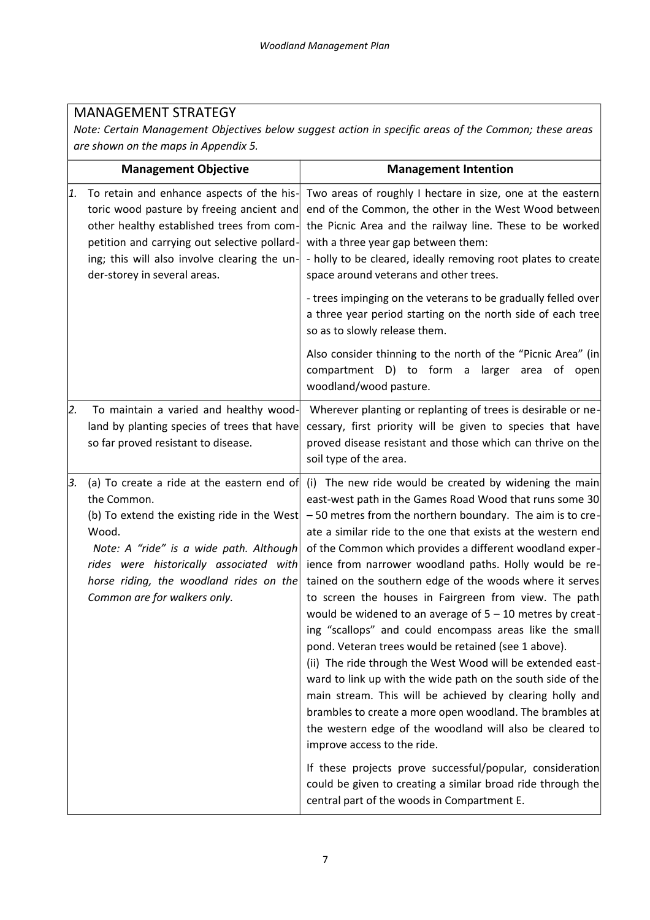## MANAGEMENT STRATEGY

*Note: Certain Management Objectives below suggest action in specific areas of the Common; these areas are shown on the maps in Appendix 5.*

| Management Objective | Management Intention |
|---|---|
| 1. To retain and enhance aspects of the historic wood pasture by freeing ancient and other healthy established trees from competition and carrying out selective pollarding; this will also involve clearing the under-storey in several areas. | Two areas of roughly I hectare in size, one at the eastern end of the Common, the other in the West Wood between the Picnic Area and the railway line. These to be worked with a three year gap between them:<br>- holly to be cleared, ideally removing root plates to create space around veterans and other trees.<br><br>- trees impinging on the veterans to be gradually felled over a three year period starting on the north side of each tree so as to slowly release them.<br><br>Also consider thinning to the north of the "Picnic Area" (in compartment D) to form a larger area of open woodland/wood pasture. |
| 2. To maintain a varied and healthy woodland by planting species of trees that have so far proved resistant to disease. | Wherever planting or replanting of trees is desirable or necessary, first priority will be given to species that have proved disease resistant and those which can thrive on the soil type of the area. |
| 3. (a) To create a ride at the eastern end of the Common.<br>(b) To extend the existing ride in the West Wood.<br>*Note: A "ride" is a wide path. Although rides were historically associated with horse riding, the woodland rides on the Common are for walkers only.* | (i) The new ride would be created by widening the main east-west path in the Games Road Wood that runs some 30 – 50 metres from the northern boundary. The aim is to create a similar ride to the one that exists at the western end of the Common which provides a different woodland experience from narrower woodland paths. Holly would be retained on the southern edge of the woods where it serves to screen the houses in Fairgreen from view. The path would be widened to an average of 5 – 10 metres by creating "scallops" and could encompass areas like the small pond. Veteran trees would be retained (see 1 above).<br>(ii) The ride through the West Wood will be extended eastward to link up with the wide path on the south side of the main stream. This will be achieved by clearing holly and brambles to create a more open woodland. The brambles at the western edge of the woodland will also be cleared to improve access to the ride.<br><br>If these projects prove successful/popular, consideration could be given to creating a similar broad ride through the central part of the woods in Compartment E. |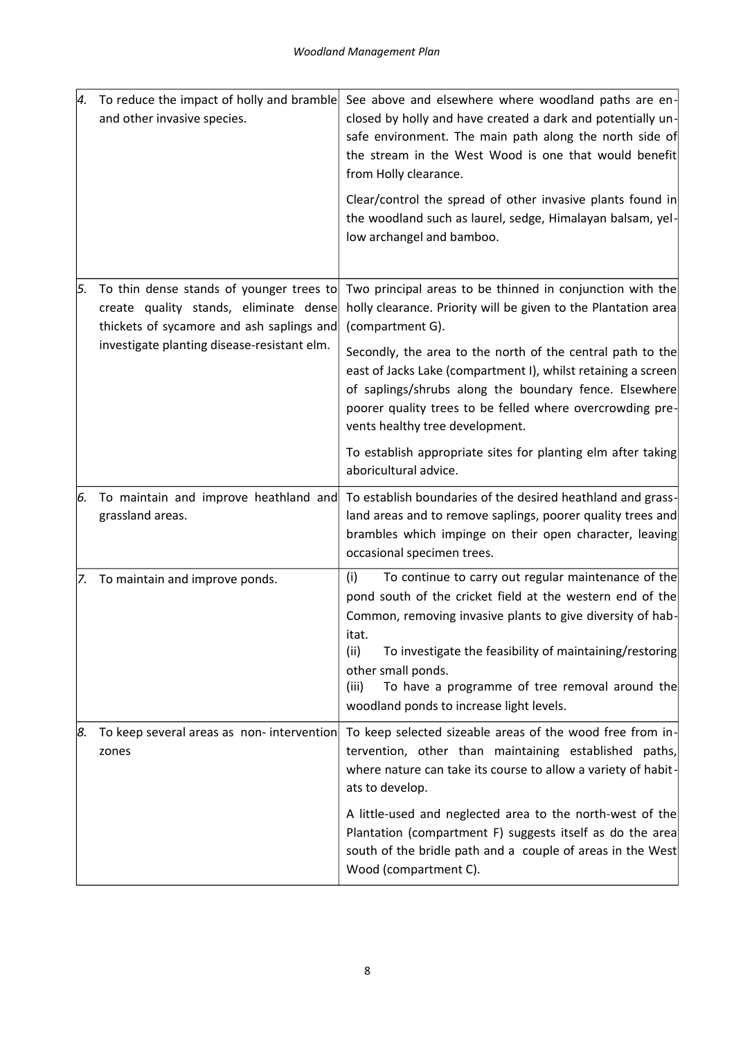| | |
|---|---|
| *4.* To reduce the impact of holly and bramble and other invasive species. | See above and elsewhere where woodland paths are enclosed by holly and have created a dark and potentially unsafe environment. The main path along the north side of the stream in the West Wood is one that would benefit from Holly clearance.<br><br>Clear/control the spread of other invasive plants found in the woodland such as laurel, sedge, Himalayan balsam, yellow archangel and bamboo. |
| *5.* To thin dense stands of younger trees to create quality stands, eliminate dense thickets of sycamore and ash saplings and investigate planting disease-resistant elm. | Two principal areas to be thinned in conjunction with the holly clearance. Priority will be given to the Plantation area (compartment G).<br><br>Secondly, the area to the north of the central path to the east of Jacks Lake (compartment I), whilst retaining a screen of saplings/shrubs along the boundary fence. Elsewhere poorer quality trees to be felled where overcrowding prevents healthy tree development.<br><br>To establish appropriate sites for planting elm after taking aboricultural advice. |
| *6.* To maintain and improve heathland and grassland areas. | To establish boundaries of the desired heathland and grassland areas and to remove saplings, poorer quality trees and brambles which impinge on their open character, leaving occasional specimen trees. |
| *7.* To maintain and improve ponds. | (i) To continue to carry out regular maintenance of the pond south of the cricket field at the western end of the Common, removing invasive plants to give diversity of habitat.<br>(ii) To investigate the feasibility of maintaining/restoring other small ponds.<br>(iii) To have a programme of tree removal around the woodland ponds to increase light levels. |
| *8.* To keep several areas as non- intervention zones | To keep selected sizeable areas of the wood free from intervention, other than maintaining established paths, where nature can take its course to allow a variety of habitats to develop.<br><br>A little-used and neglected area to the north-west of the Plantation (compartment F) suggests itself as do the area south of the bridle path and a couple of areas in the West Wood (compartment C). |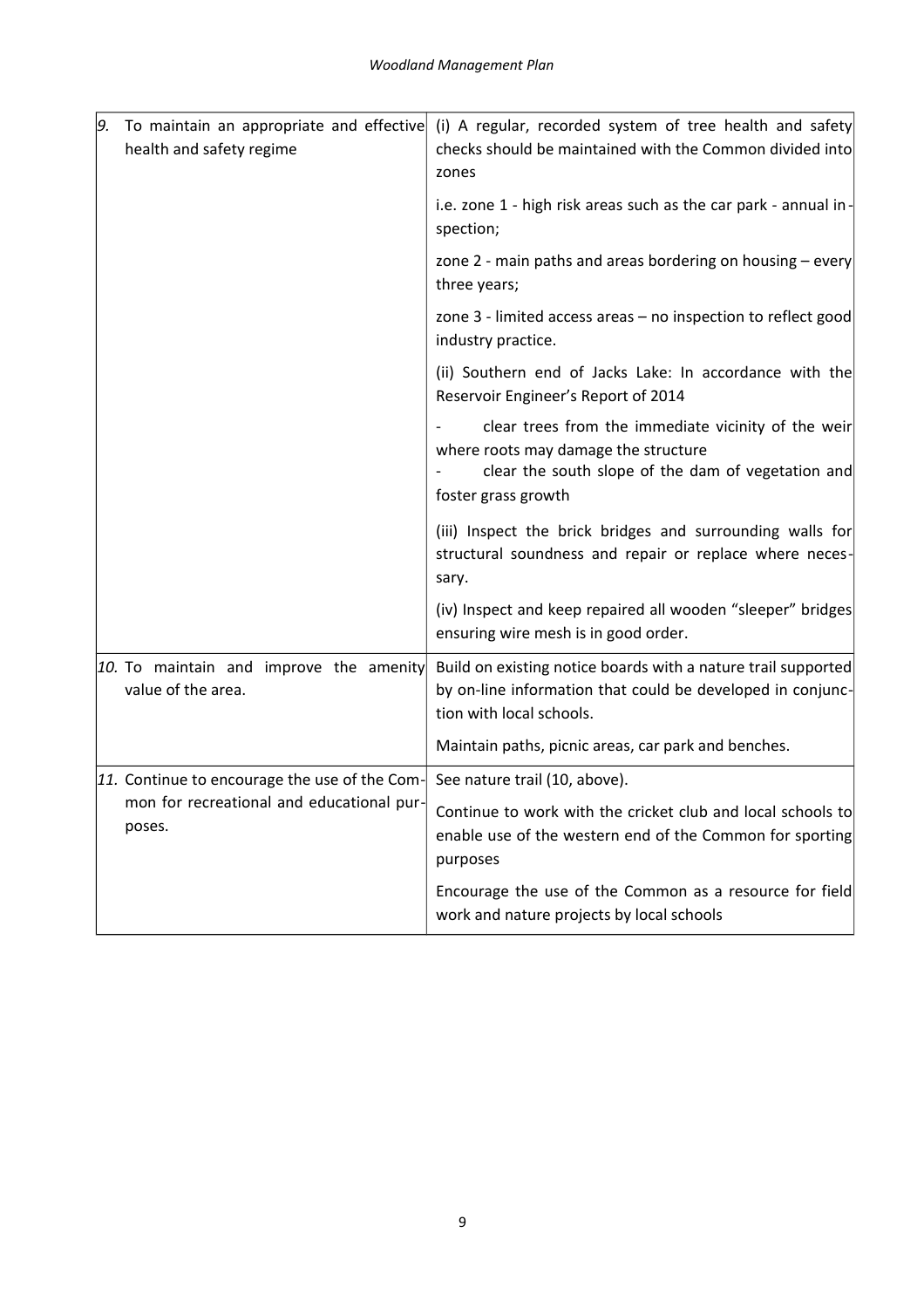| | |
|---|---|
| 9. To maintain an appropriate and effective health and safety regime | (i) A regular, recorded system of tree health and safety checks should be maintained with the Common divided into zones<br><br>i.e. zone 1 - high risk areas such as the car park - annual inspection;<br><br>zone 2 - main paths and areas bordering on housing – every three years;<br><br>zone 3 - limited access areas – no inspection to reflect good industry practice.<br><br>(ii) Southern end of Jacks Lake: In accordance with the Reservoir Engineer's Report of 2014<br><br>- clear trees from the immediate vicinity of the weir where roots may damage the structure<br>- clear the south slope of the dam of vegetation and foster grass growth<br><br>(iii) Inspect the brick bridges and surrounding walls for structural soundness and repair or replace where necessary.<br><br>(iv) Inspect and keep repaired all wooden "sleeper" bridges ensuring wire mesh is in good order. |
| 10. To maintain and improve the amenity value of the area. | Build on existing notice boards with a nature trail supported by on-line information that could be developed in conjunction with local schools.<br><br>Maintain paths, picnic areas, car park and benches. |
| 11. Continue to encourage the use of the Common for recreational and educational purposes. | See nature trail (10, above).<br><br>Continue to work with the cricket club and local schools to enable use of the western end of the Common for sporting purposes<br><br>Encourage the use of the Common as a resource for field work and nature projects by local schools |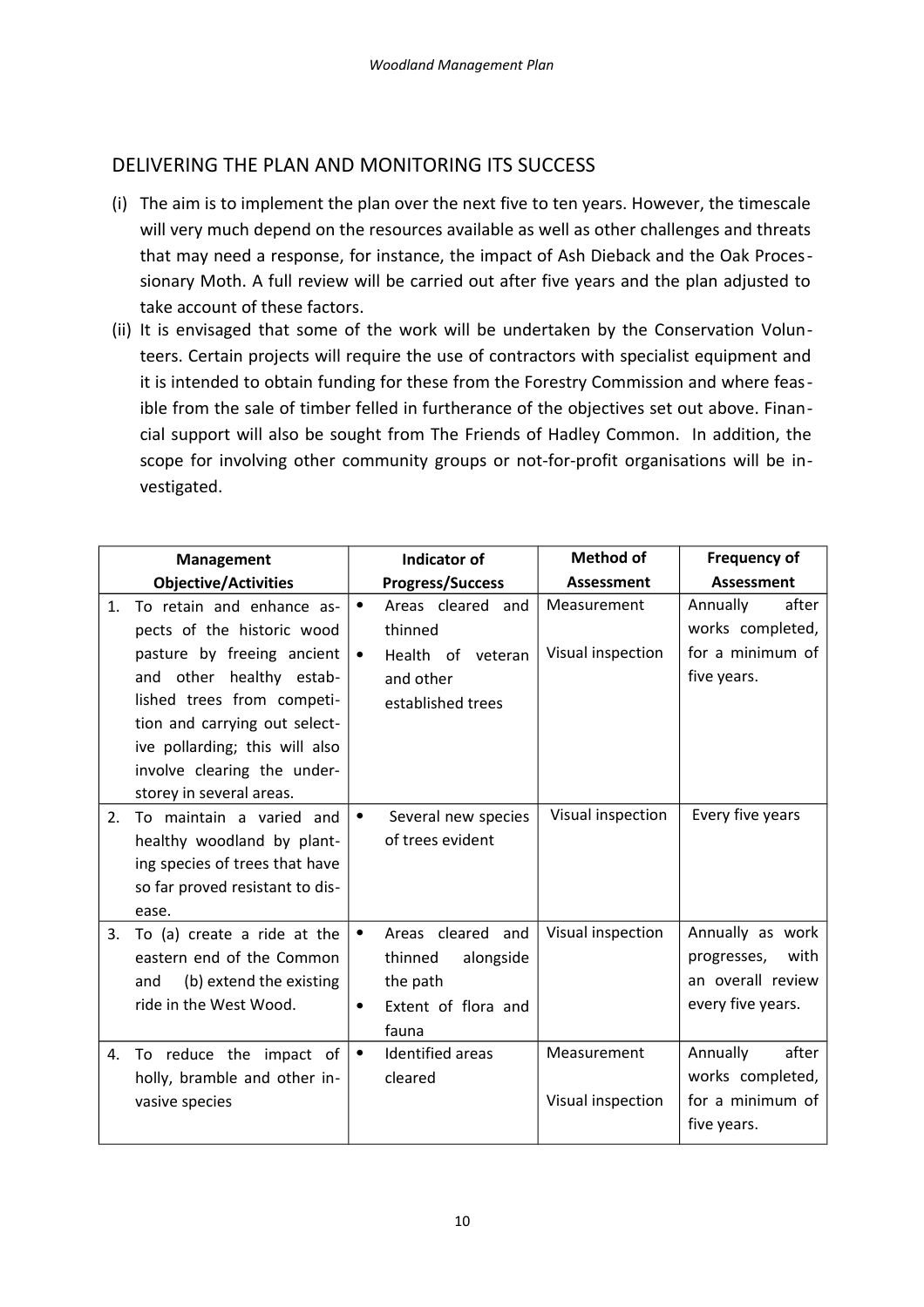## DELIVERING THE PLAN AND MONITORING ITS SUCCESS

(i) The aim is to implement the plan over the next five to ten years. However, the timescale will very much depend on the resources available as well as other challenges and threats that may need a response, for instance, the impact of Ash Dieback and the Oak Processionary Moth. A full review will be carried out after five years and the plan adjusted to take account of these factors.

(ii) It is envisaged that some of the work will be undertaken by the Conservation Volunteers. Certain projects will require the use of contractors with specialist equipment and it is intended to obtain funding for these from the Forestry Commission and where feasible from the sale of timber felled in furtherance of the objectives set out above. Financial support will also be sought from The Friends of Hadley Common. In addition, the scope for involving other community groups or not-for-profit organisations will be investigated.

| Management Objective/Activities | Indicator of Progress/Success | Method of Assessment | Frequency of Assessment |
|---|---|---|---|
| 1. To retain and enhance aspects of the historic wood pasture by freeing ancient and other healthy established trees from competition and carrying out selective pollarding; this will also involve clearing the understorey in several areas. | • Areas cleared and thinned<br>• Health of veteran and other established trees | Measurement<br><br>Visual inspection | Annually after works completed, for a minimum of five years. |
| 2. To maintain a varied and healthy woodland by planting species of trees that have so far proved resistant to disease. | • Several new species of trees evident | Visual inspection | Every five years |
| 3. To (a) create a ride at the eastern end of the Common and (b) extend the existing ride in the West Wood. | • Areas cleared and thinned alongside the path<br>• Extent of flora and fauna | Visual inspection | Annually as work progresses, with an overall review every five years. |
| 4. To reduce the impact of holly, bramble and other invasive species | • Identified areas cleared | Measurement<br><br>Visual inspection | Annually after works completed, for a minimum of five years. |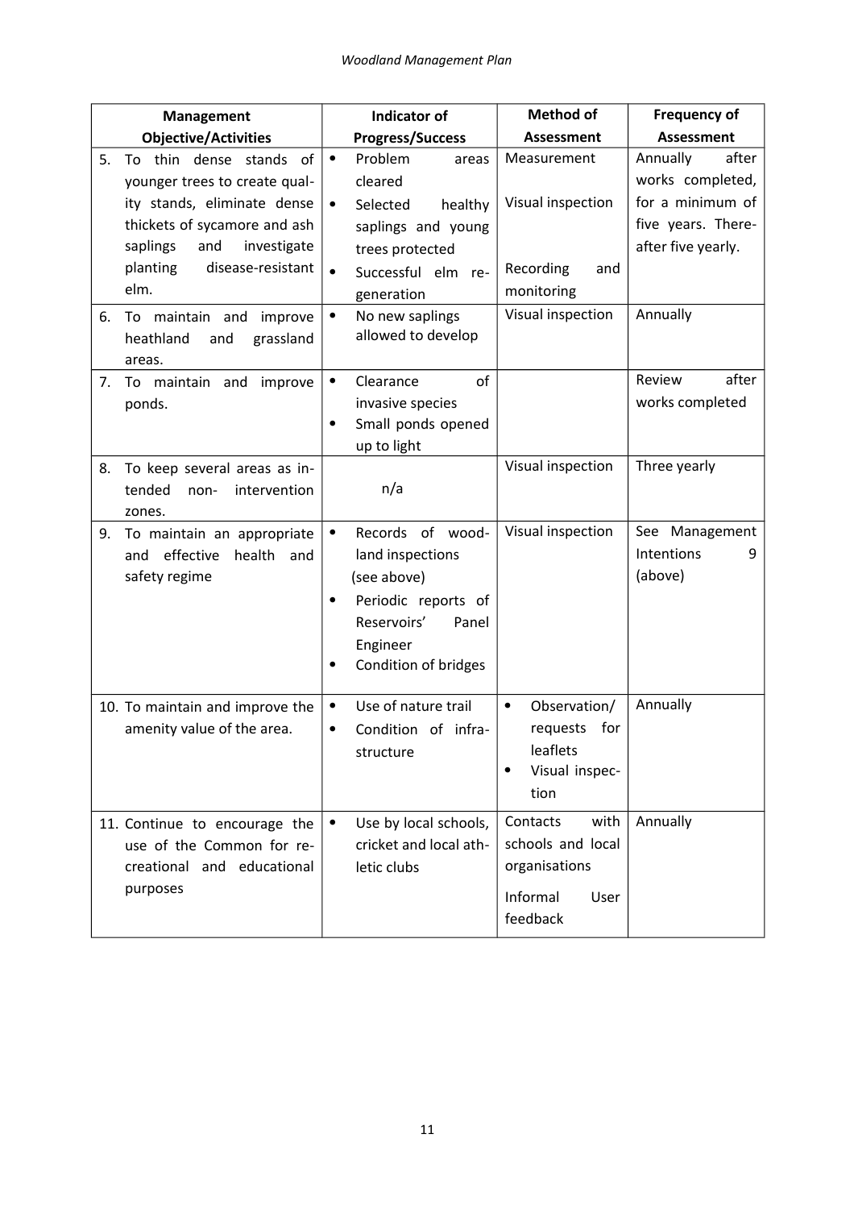| Management Objective/Activities | Indicator of Progress/Success | Method of Assessment | Frequency of Assessment |
|---|---|---|---|
| 5. To thin dense stands of younger trees to create quality stands, eliminate dense thickets of sycamore and ash saplings and investigate planting disease-resistant elm. | • Problem areas cleared<br>• Selected healthy saplings and young trees protected<br>• Successful elm re-generation | Measurement<br><br>Visual inspection<br><br>Recording and monitoring | Annually after works completed, for a minimum of five years. Thereafter five yearly. |
| 6. To maintain and improve heathland and grassland areas. | • No new saplings allowed to develop | Visual inspection | Annually |
| 7. To maintain and improve ponds. | • Clearance of invasive species<br>• Small ponds opened up to light | | Review after works completed |
| 8. To keep several areas as intended non- intervention zones. | n/a | Visual inspection | Three yearly |
| 9. To maintain an appropriate and effective health and safety regime | • Records of woodland inspections (see above)<br>• Periodic reports of Reservoirs' Panel Engineer<br>• Condition of bridges | Visual inspection | See Management Intentions 9 (above) |
| 10. To maintain and improve the amenity value of the area. | • Use of nature trail<br>• Condition of infrastructure | • Observation/ requests for leaflets<br>• Visual inspection | Annually |
| 11. Continue to encourage the use of the Common for recreational and educational purposes | • Use by local schools, cricket and local athletic clubs | Contacts with schools and local organisations<br><br>Informal User feedback | Annually |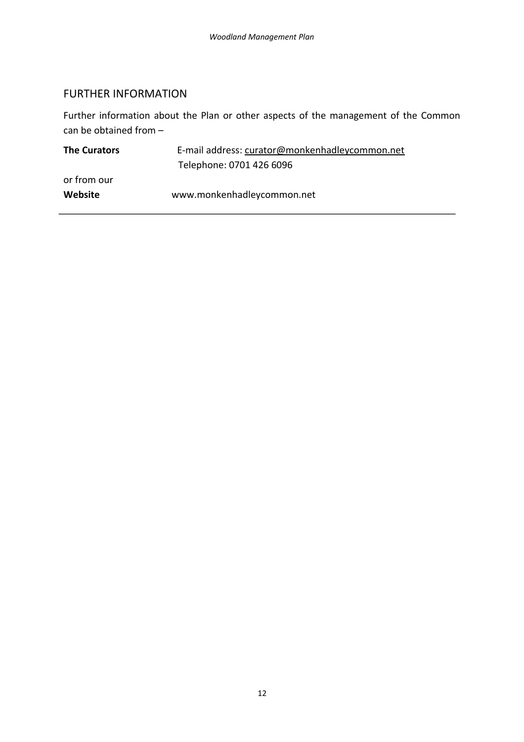## FURTHER INFORMATION

Further information about the Plan or other aspects of the management of the Common can be obtained from –

**The Curators** E-mail address: curator@monkenhadleycommon.net
Telephone: 0701 426 6096

or from our
**Website** www.monkenhadleycommon.net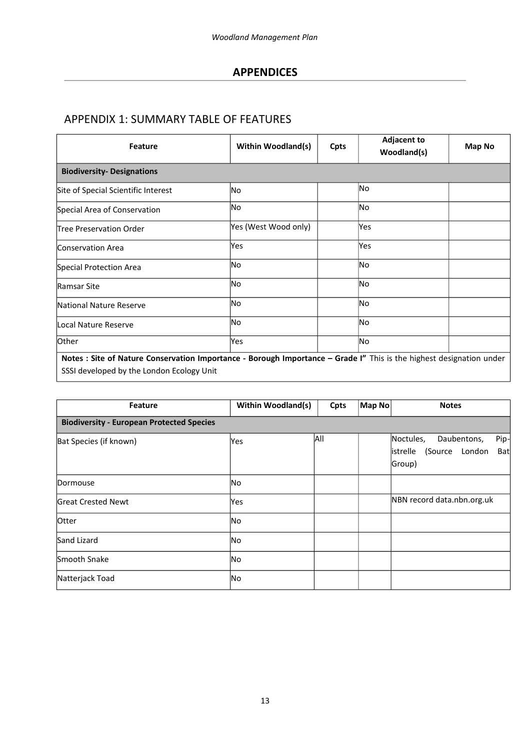# APPENDICES

## APPENDIX 1: SUMMARY TABLE OF FEATURES

| Feature | Within Woodland(s) | Cpts | Adjacent to Woodland(s) | Map No |
|---|---|---|---|---|
| **Biodiversity- Designations** | | | | |
| Site of Special Scientific Interest | No | | No | |
| Special Area of Conservation | No | | No | |
| Tree Preservation Order | Yes (West Wood only) | | Yes | |
| Conservation Area | Yes | | Yes | |
| Special Protection Area | No | | No | |
| Ramsar Site | No | | No | |
| National Nature Reserve | No | | No | |
| Local Nature Reserve | No | | No | |
| Other | Yes | | No | |
| **Notes : Site of Nature Conservation Importance - Borough Importance – Grade I"** This is the highest designation under SSSI developed by the London Ecology Unit | | | | |

| Feature | Within Woodland(s) | Cpts | Map No | Notes |
|---|---|---|---|---|
| **Biodiversity - European Protected Species** | | | | |
| Bat Species (if known) | Yes | All | | Noctules, Daubentons, Pip-istrelle (Source London Bat Group) |
| Dormouse | No | | | |
| Great Crested Newt | Yes | | | NBN record data.nbn.org.uk |
| Otter | No | | | |
| Sand Lizard | No | | | |
| Smooth Snake | No | | | |
| Natterjack Toad | No | | | |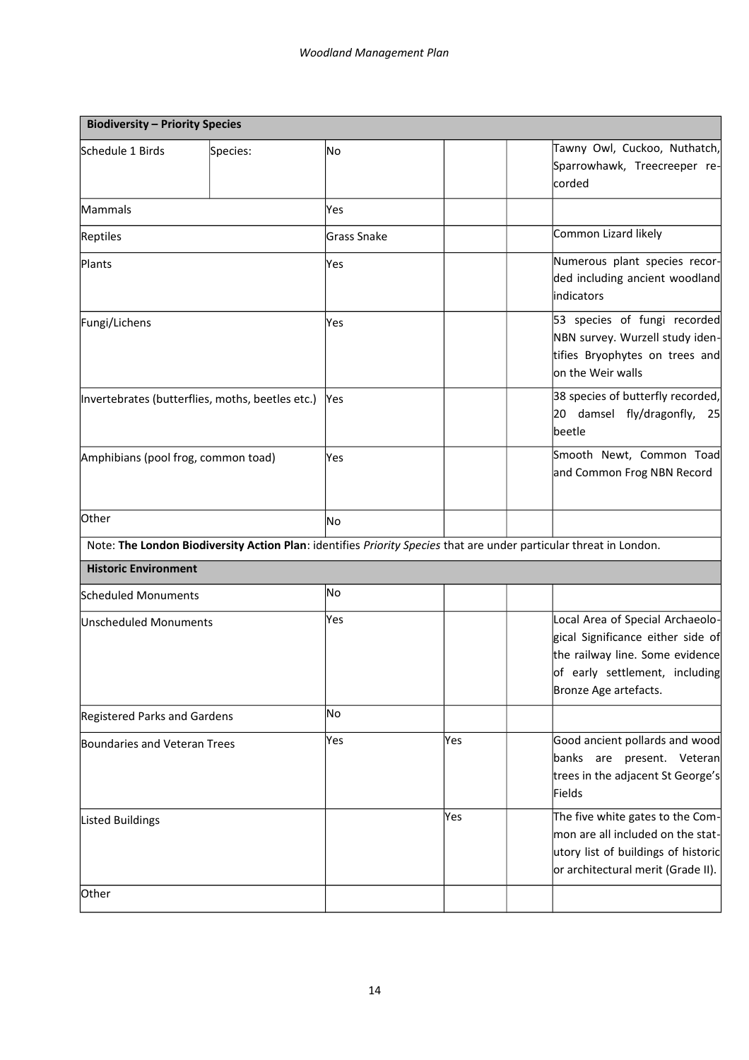| **Biodiversity – Priority Species** | | | | | |
|---|---|---|---|---|---|
| Schedule 1 Birds | Species: | No | | | Tawny Owl, Cuckoo, Nuthatch, Sparrowhawk, Treecreeper recorded |
| Mammals | | Yes | | | |
| Reptiles | | Grass Snake | | | Common Lizard likely |
| Plants | | Yes | | | Numerous plant species recorded including ancient woodland indicators |
| Fungi/Lichens | | Yes | | | 53 species of fungi recorded NBN survey. Wurzell study identifies Bryophytes on trees and on the Weir walls |
| Invertebrates (butterflies, moths, beetles etc.) | | Yes | | | 38 species of butterfly recorded, 20 damsel fly/dragonfly, 25 beetle |
| Amphibians (pool frog, common toad) | | Yes | | | Smooth Newt, Common Toad and Common Frog NBN Record |
| Other | | No | | | |
| Note: **The London Biodiversity Action Plan**: identifies *Priority Species* that are under particular threat in London. | | | | | |
| **Historic Environment** | | | | | |
| Scheduled Monuments | | No | | | |
| Unscheduled Monuments | | Yes | | | Local Area of Special Archaeological Significance either side of the railway line. Some evidence of early settlement, including Bronze Age artefacts. |
| Registered Parks and Gardens | | No | | | |
| Boundaries and Veteran Trees | | Yes | Yes | | Good ancient pollards and wood banks are present. Veteran trees in the adjacent St George's Fields |
| Listed Buildings | | | Yes | | The five white gates to the Common are all included on the statutory list of buildings of historic or architectural merit (Grade II). |
| Other | | | | | |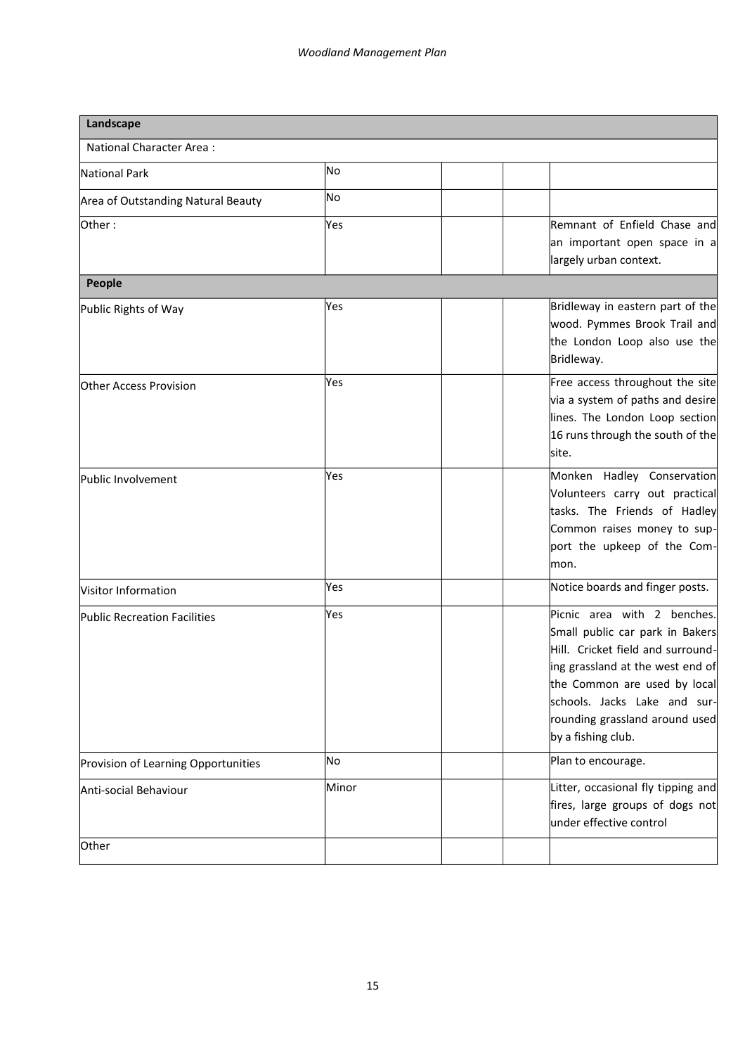| Landscape | | | | |
|---|---|---|---|---|
| National Character Area : | | | | |
| National Park | No | | | |
| Area of Outstanding Natural Beauty | No | | | |
| Other : | Yes | | | Remnant of Enfield Chase and an important open space in a largely urban context. |
| **People** | | | | |
| Public Rights of Way | Yes | | | Bridleway in eastern part of the wood. Pymmes Brook Trail and the London Loop also use the Bridleway. |
| Other Access Provision | Yes | | | Free access throughout the site via a system of paths and desire lines. The London Loop section 16 runs through the south of the site. |
| Public Involvement | Yes | | | Monken Hadley Conservation Volunteers carry out practical tasks. The Friends of Hadley Common raises money to support the upkeep of the Common. |
| Visitor Information | Yes | | | Notice boards and finger posts. |
| Public Recreation Facilities | Yes | | | Picnic area with 2 benches. Small public car park in Bakers Hill. Cricket field and surrounding grassland at the west end of the Common are used by local schools. Jacks Lake and surrounding grassland around used by a fishing club. |
| Provision of Learning Opportunities | No | | | Plan to encourage. |
| Anti-social Behaviour | Minor | | | Litter, occasional fly tipping and fires, large groups of dogs not under effective control |
| Other | | | | |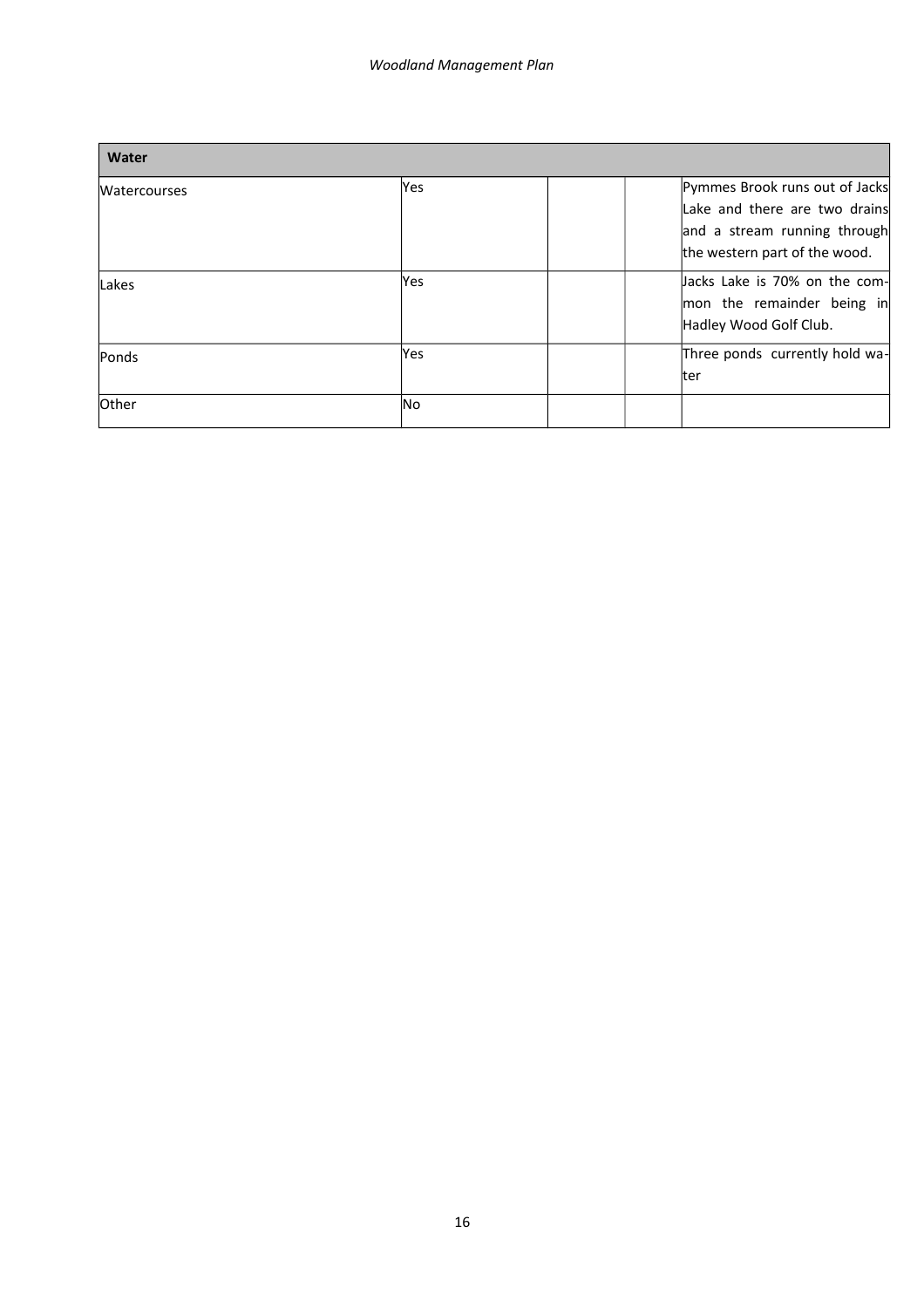| Water | | | | |
|---|---|---|---|---|
| Watercourses | Yes | | | Pymmes Brook runs out of Jacks Lake and there are two drains and a stream running through the western part of the wood. |
| Lakes | Yes | | | Jacks Lake is 70% on the common the remainder being in Hadley Wood Golf Club. |
| Ponds | Yes | | | Three ponds currently hold water |
| Other | No | | | |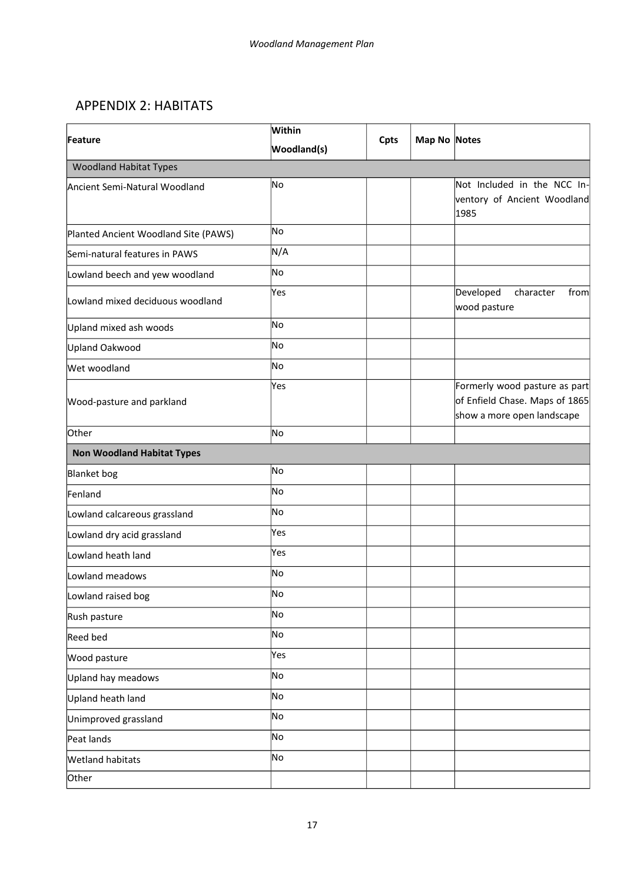## APPENDIX 2: HABITATS

| Feature | Within Woodland(s) | Cpts | Map No | Notes |
|---|---|---|---|---|
| Woodland Habitat Types | | | | |
| Ancient Semi-Natural Woodland | No | | | Not Included in the NCC Inventory of Ancient Woodland 1985 |
| Planted Ancient Woodland Site (PAWS) | No | | | |
| Semi-natural features in PAWS | N/A | | | |
| Lowland beech and yew woodland | No | | | |
| Lowland mixed deciduous woodland | Yes | | | Developed character from wood pasture |
| Upland mixed ash woods | No | | | |
| Upland Oakwood | No | | | |
| Wet woodland | No | | | |
| Wood-pasture and parkland | Yes | | | Formerly wood pasture as part of Enfield Chase. Maps of 1865 show a more open landscape |
| Other | No | | | |
| **Non Woodland Habitat Types** | | | | |
| Blanket bog | No | | | |
| Fenland | No | | | |
| Lowland calcareous grassland | No | | | |
| Lowland dry acid grassland | Yes | | | |
| Lowland heath land | Yes | | | |
| Lowland meadows | No | | | |
| Lowland raised bog | No | | | |
| Rush pasture | No | | | |
| Reed bed | No | | | |
| Wood pasture | Yes | | | |
| Upland hay meadows | No | | | |
| Upland heath land | No | | | |
| Unimproved grassland | No | | | |
| Peat lands | No | | | |
| Wetland habitats | No | | | |
| Other | | | | |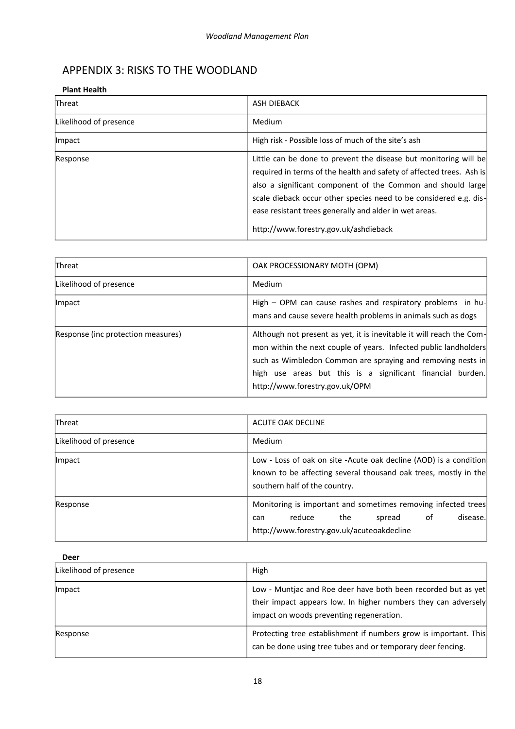## APPENDIX 3: RISKS TO THE WOODLAND

**Plant Health**

| Threat | ASH DIEBACK |
|---|---|
| Likelihood of presence | Medium |
| Impact | High risk - Possible loss of much of the site's ash |
| Response | Little can be done to prevent the disease but monitoring will be required in terms of the health and safety of affected trees. Ash is also a significant component of the Common and should large scale dieback occur other species need to be considered e.g. disease resistant trees generally and alder in wet areas.<br><br>http://www.forestry.gov.uk/ashdieback |

| Threat | OAK PROCESSIONARY MOTH (OPM) |
|---|---|
| Likelihood of presence | Medium |
| Impact | High – OPM can cause rashes and respiratory problems in humans and cause severe health problems in animals such as dogs |
| Response (inc protection measures) | Although not present as yet, it is inevitable it will reach the Common within the next couple of years. Infected public landholders such as Wimbledon Common are spraying and removing nests in high use areas but this is a significant financial burden. http://www.forestry.gov.uk/OPM |

| Threat | ACUTE OAK DECLINE |
|---|---|
| Likelihood of presence | Medium |
| Impact | Low - Loss of oak on site -Acute oak decline (AOD) is a condition known to be affecting several thousand oak trees, mostly in the southern half of the country. |
| Response | Monitoring is important and sometimes removing infected trees can reduce the spread of disease. http://www.forestry.gov.uk/acuteoakdecline |

**Deer**

| Likelihood of presence | High |
|---|---|
| Impact | Low - Muntjac and Roe deer have both been recorded but as yet their impact appears low. In higher numbers they can adversely impact on woods preventing regeneration. |
| Response | Protecting tree establishment if numbers grow is important. This can be done using tree tubes and or temporary deer fencing. |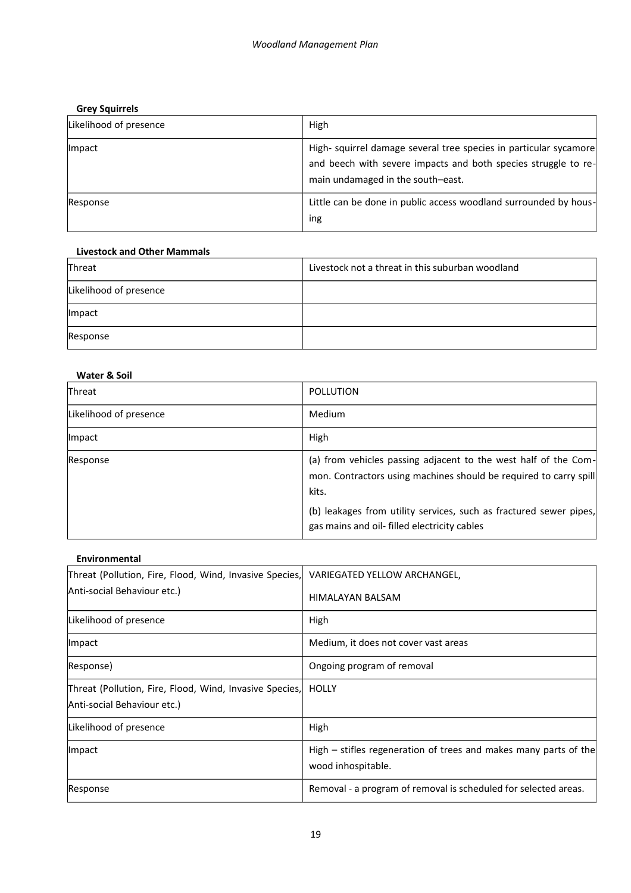**Grey Squirrels**

| | |
|---|---|
| Likelihood of presence | High |
| Impact | High- squirrel damage several tree species in particular sycamore and beech with severe impacts and both species struggle to remain undamaged in the south–east. |
| Response | Little can be done in public access woodland surrounded by housing |

**Livestock and Other Mammals**

| | |
|---|---|
| Threat | Livestock not a threat in this suburban woodland |
| Likelihood of presence | |
| Impact | |
| Response | |

**Water & Soil**

| | |
|---|---|
| Threat | POLLUTION |
| Likelihood of presence | Medium |
| Impact | High |
| Response | (a) from vehicles passing adjacent to the west half of the Common. Contractors using machines should be required to carry spill kits.<br><br>(b) leakages from utility services, such as fractured sewer pipes, gas mains and oil- filled electricity cables |

**Environmental**

| | |
|---|---|
| Threat (Pollution, Fire, Flood, Wind, Invasive Species, Anti-social Behaviour etc.) | VARIEGATED YELLOW ARCHANGEL,<br><br>HIMALAYAN BALSAM |
| Likelihood of presence | High |
| Impact | Medium, it does not cover vast areas |
| Response) | Ongoing program of removal |
| Threat (Pollution, Fire, Flood, Wind, Invasive Species, Anti-social Behaviour etc.) | HOLLY |
| Likelihood of presence | High |
| Impact | High – stifles regeneration of trees and makes many parts of the wood inhospitable. |
| Response | Removal - a program of removal is scheduled for selected areas. |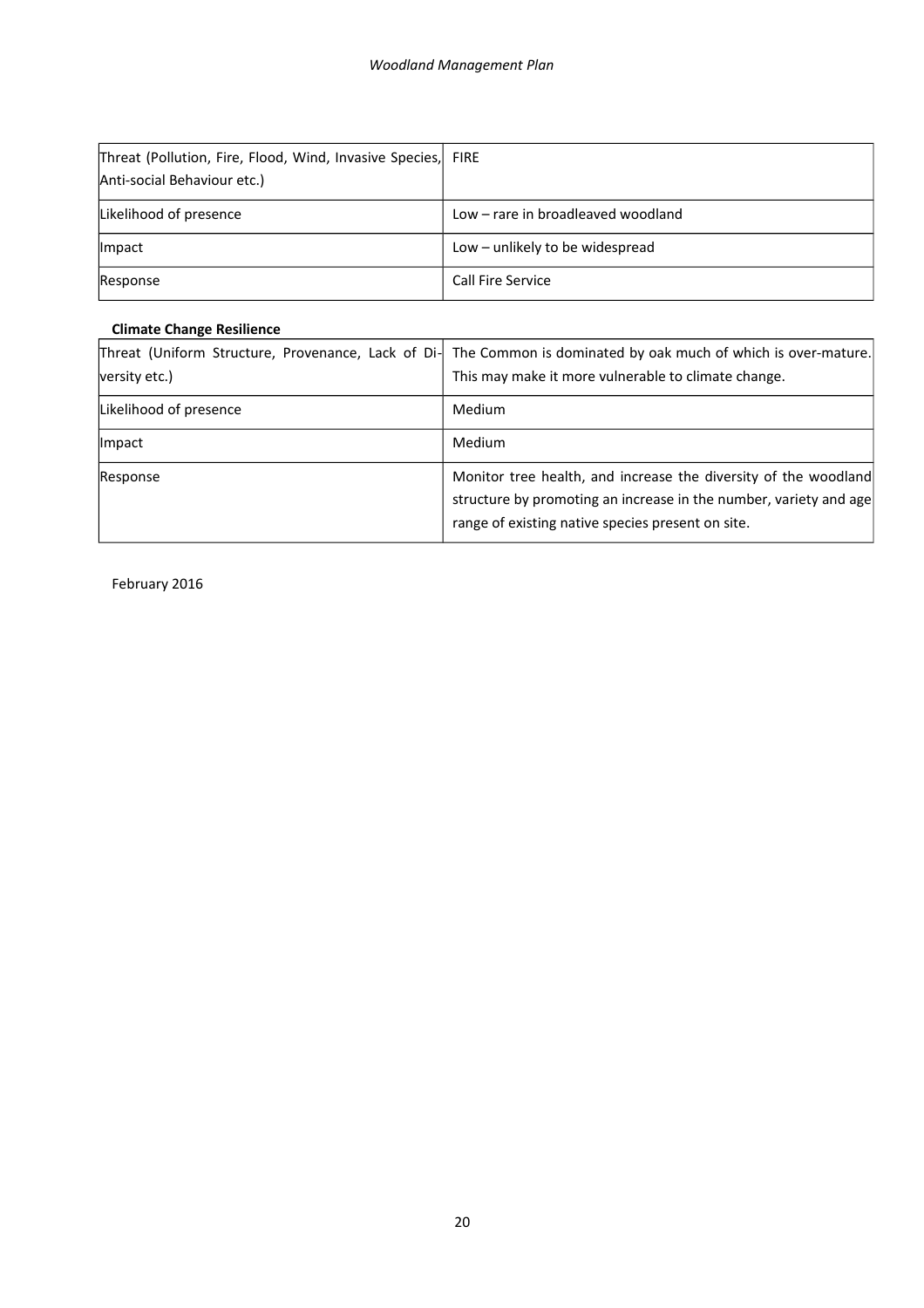| Threat (Pollution, Fire, Flood, Wind, Invasive Species, Anti-social Behaviour etc.) | FIRE |
|---|---|
| Likelihood of presence | Low – rare in broadleaved woodland |
| Impact | Low – unlikely to be widespread |
| Response | Call Fire Service |

**Climate Change Resilience**

| Threat (Uniform Structure, Provenance, Lack of Diversity etc.) | The Common is dominated by oak much of which is over-mature. This may make it more vulnerable to climate change. |
|---|---|
| Likelihood of presence | Medium |
| Impact | Medium |
| Response | Monitor tree health, and increase the diversity of the woodland structure by promoting an increase in the number, variety and age range of existing native species present on site. |

February 2016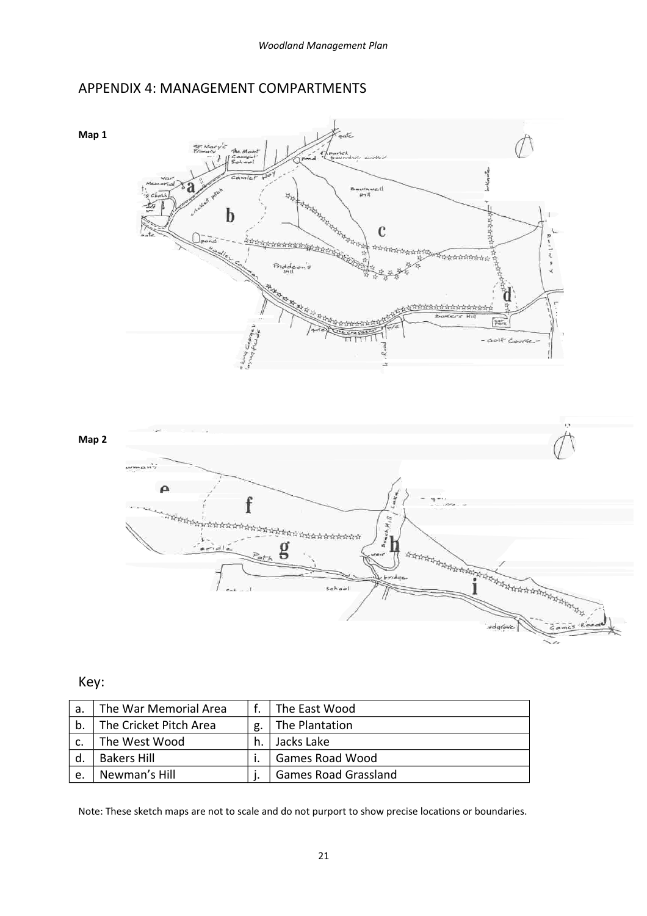## APPENDIX 4: MANAGEMENT COMPARTMENTS

**Map 1**

**Map 2**

Key:

| a. | The War Memorial Area | f. | The East Wood |
|---|---|---|---|
| b. | The Cricket Pitch Area | g. | The Plantation |
| c. | The West Wood | h. | Jacks Lake |
| d. | Bakers Hill | i. | Games Road Wood |
| e. | Newman's Hill | j. | Games Road Grassland |

Note: These sketch maps are not to scale and do not purport to show precise locations or boundaries.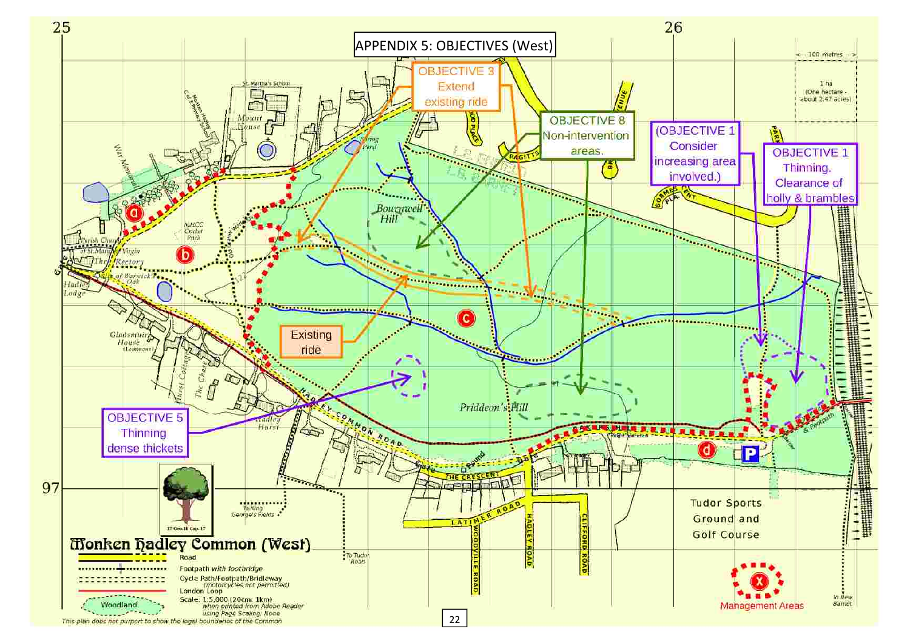# APPENDIX 5: OBJECTIVES (West)

OBJECTIVE 3
Extend existing ride

Existing ride

OBJECTIVE 8
Non-intervention areas.

(OBJECTIVE 1
Consider increasing area involved.)

OBJECTIVE 1
Thinning.
Clearance of holly & brambles

OBJECTIVE 5
Thinning dense thickets

## Monken Hadley Common (West)

- Road
- Footpath *with footbridge*
- Cycle Path/Footpath/Bridleway (motorcycles not permitted)
- London Loop
- Woodland
- Management Areas

Scale: 1:5,000 (20cm: 1km) when printed from Adobe Reader using Page Scaling: None

This plan does not purport to show the legal boundaries of the Common

Tudor Sports Ground and Golf Course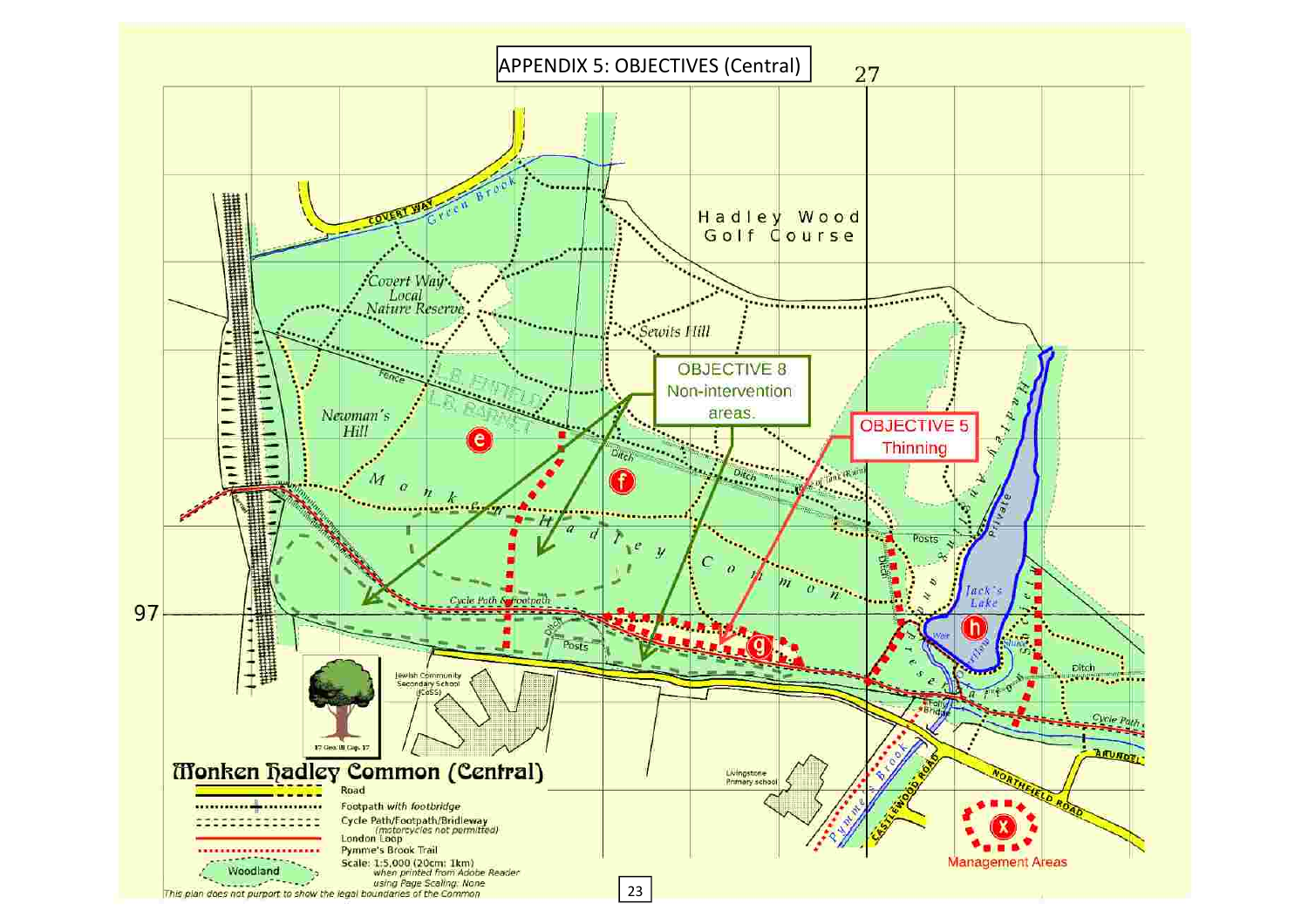# APPENDIX 5: OBJECTIVES (Central)

27

Hadley Wood Golf Course

Covert Way Local Nature Reserve

Sewits Hill

Newman's Hill

Monken Hadley Common

Jack's Lake

OBJECTIVE 8
Non-intervention areas.

OBJECTIVE 5
Thinning

e f g h

97

Jewish Community Secondary School (JCoSS)

Livingstone Primary school

COVERT WAY

Green Brook

L.B. ENFIELD
L.B. BARNET

Fence

Ditch

Posts

Cycle Path & Footpath

Pymme's Brook

CASTLEWOOD ROAD

NORTHFIELD ROAD

ARUNDEL

Pony Bridge

Weir

Sluice

Overflow

Cycle Path

## Monken Hadley Common (Central)

- Road
- Footpath *with footbridge*
- Cycle Path/Footpath/Bridleway *(motorcycles not permitted)*
- London Loop
- Pymme's Brook Trail
- Woodland

Scale: 1:5,000 (20cm: 1km) *when printed from Adobe Reader using Page Scaling: None*

*This plan does not purport to show the legal boundaries of the Common*

x — Management Areas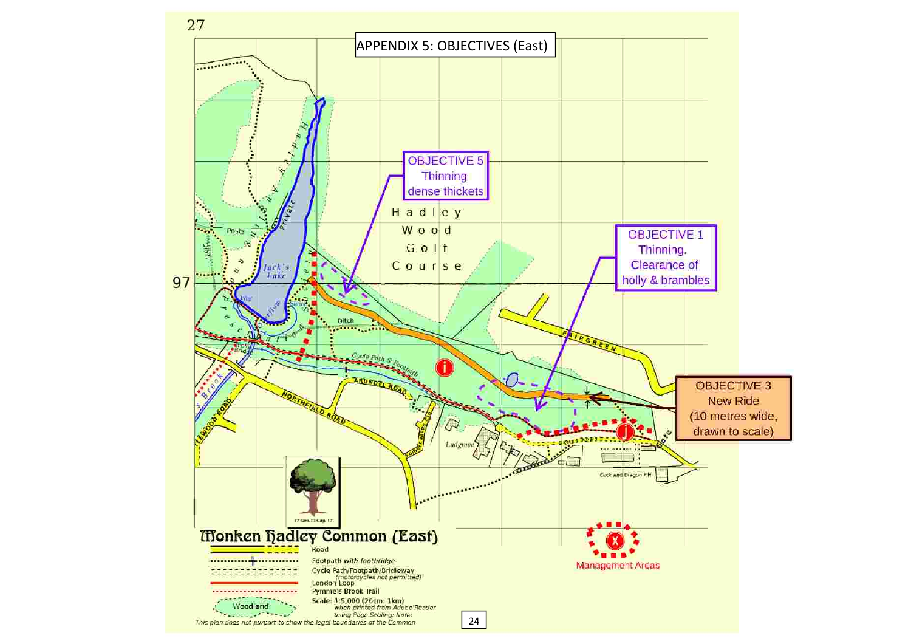# APPENDIX 5: OBJECTIVES (East)

OBJECTIVE 5
Thinning dense thickets

OBJECTIVE 1
Thinning. Clearance of holly & brambles

OBJECTIVE 3
New Ride
(10 metres wide, drawn to scale)

Hadley Wood Golf Course

Jack's Lake

Private

Posts

Ditch

Weir

Ditch

Cycle Path & Footpath

ARUNDEL ROAD

NORTHFIELD ROAD

FAIRGREEN

Ludgrove

Cock and Dragon P.H.

THE GRANGE

97

27

Management Areas

## Monken Hadley Common (East)

Road

Footpath *with footbridge*

Cycle Path/Footpath/Bridleway *(motorcycles not permitted)*

London Loop

Pymme's Brook Trail

Woodland

Scale: 1:5,000 (20cm: 1km) *when printed from Adobe Reader using Page Scaling: None*

*This plan does not purport to show the legal boundaries of the Common*

17 Geo. III Cap. 17